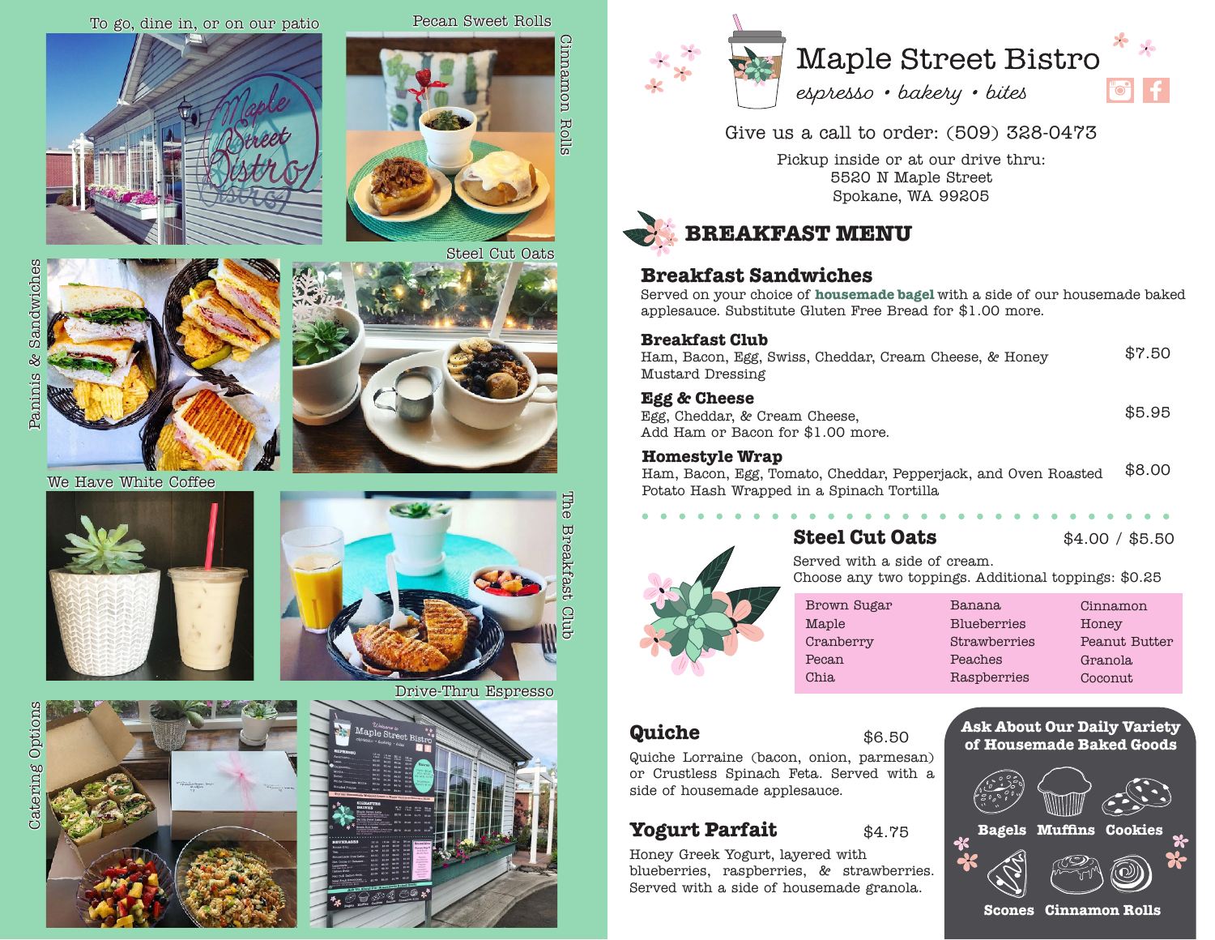To go, dine in, or on our patio

Pecan Sweet Rolls

Cinnamon Rolls

Paninis & Sandwiches

Steel Cut Oats

We Have White Coffee

The Breakfast Club

Catering Options

Drive-Thru Espresso

# Maple Street Bistro

*espresso • bakery • bites*

Give us a call to order: (509) 328-0473

Pickup inside or at our drive thru:
5520 N Maple Street
Spokane, WA 99205

## BREAKFAST MENU

### Breakfast Sandwiches

Served on your choice of **housemade bagel** with a side of our housemade baked applesauce. Substitute Gluten Free Bread for $1.00 more.

**Breakfast Club** — $7.50
Ham, Bacon, Egg, Swiss, Cheddar, Cream Cheese, & Honey Mustard Dressing

**Egg & Cheese** — $5.95
Egg, Cheddar, & Cream Cheese,
Add Ham or Bacon for $1.00 more.

**Homestyle Wrap** — $8.00
Ham, Bacon, Egg, Tomato, Cheddar, Pepperjack, and Oven Roasted Potato Hash Wrapped in a Spinach Tortilla

### Steel Cut Oats — $4.00 / $5.50

Served with a side of cream.
Choose any two toppings. Additional toppings: $0.25

| | | |
|---|---|---|
| Brown Sugar | Banana | Cinnamon |
| Maple | Blueberries | Honey |
| Cranberry | Strawberries | Peanut Butter |
| Pecan | Peaches | Granola |
| Chia | Raspberries | Coconut |

### Quiche — $6.50

Quiche Lorraine (bacon, onion, parmesan) or Crustless Spinach Feta. Served with a side of housemade applesauce.

### Yogurt Parfait — $4.75

Honey Greek Yogurt, layered with blueberries, raspberries, & strawberries. Served with a side of housemade granola.

### Ask About Our Daily Variety of Housemade Baked Goods

Bagels · Muffins · Cookies · Scones · Cinnamon Rolls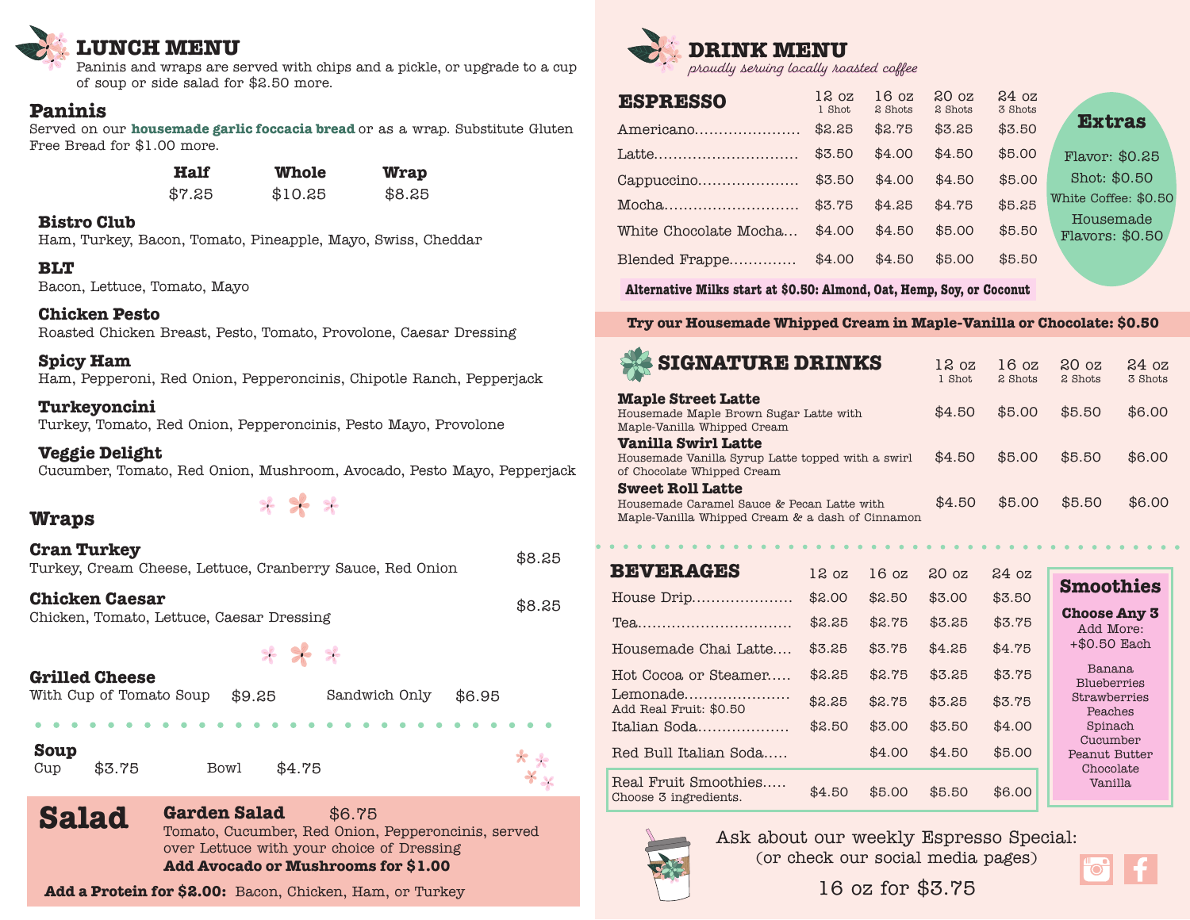# LUNCH MENU

Paninis and wraps are served with chips and a pickle, or upgrade to a cup of soup or side salad for $2.50 more.

## Paninis

Served on our **housemade garlic foccacia bread** or as a wrap. Substitute Gluten Free Bread for $1.00 more.

| Half | Whole | Wrap |
|---|---|---|
| $7.25 | $10.25 | $8.25 |

**Bistro Club**
Ham, Turkey, Bacon, Tomato, Pineapple, Mayo, Swiss, Cheddar

**BLT**
Bacon, Lettuce, Tomato, Mayo

**Chicken Pesto**
Roasted Chicken Breast, Pesto, Tomato, Provolone, Caesar Dressing

**Spicy Ham**
Ham, Pepperoni, Red Onion, Pepperoncinis, Chipotle Ranch, Pepperjack

**Turkeyoncini**
Turkey, Tomato, Red Onion, Pepperoncinis, Pesto Mayo, Provolone

**Veggie Delight**
Cucumber, Tomato, Red Onion, Mushroom, Avocado, Pesto Mayo, Pepperjack

## Wraps

**Cran Turkey** — $8.25
Turkey, Cream Cheese, Lettuce, Cranberry Sauce, Red Onion

**Chicken Caesar** — $8.25
Chicken, Tomato, Lettuce, Caesar Dressing

## Grilled Cheese

With Cup of Tomato Soup $9.25 — Sandwich Only $6.95

## Soup

Cup $3.75 — Bowl $4.75

## Salad

**Garden Salad** $6.75
Tomato, Cucumber, Red Onion, Pepperoncinis, served over Lettuce with your choice of Dressing
**Add Avocado or Mushrooms for $1.00**

**Add a Protein for $2.00:** Bacon, Chicken, Ham, or Turkey

# DRINK MENU

*proudly serving locally roasted coffee*

## ESPRESSO

| | 12 oz (1 Shot) | 16 oz (2 Shots) | 20 oz (2 Shots) | 24 oz (3 Shots) |
|---|---|---|---|---|
| Americano | $2.25 | $2.75 | $3.25 | $3.50 |
| Latte | $3.50 | $4.00 | $4.50 | $5.00 |
| Cappuccino | $3.50 | $4.00 | $4.50 | $5.00 |
| Mocha | $3.75 | $4.25 | $4.75 | $5.25 |
| White Chocolate Mocha | $4.00 | $4.50 | $5.00 | $5.50 |
| Blended Frappe | $4.00 | $4.50 | $5.00 | $5.50 |

**Alternative Milks start at $0.50: Almond, Oat, Hemp, Soy, or Coconut**

### Extras

Flavor: $0.25
Shot: $0.50
White Coffee: $0.50
Housemade Flavors: $0.50

**Try our Housemade Whipped Cream in Maple-Vanilla or Chocolate: $0.50**

## SIGNATURE DRINKS

| | 12 oz (1 Shot) | 16 oz (2 Shots) | 20 oz (2 Shots) | 24 oz (3 Shots) |
|---|---|---|---|---|
| **Maple Street Latte** — Housemade Maple Brown Sugar Latte with Maple-Vanilla Whipped Cream | $4.50 | $5.00 | $5.50 | $6.00 |
| **Vanilla Swirl Latte** — Housemade Vanilla Syrup Latte topped with a swirl of Chocolate Whipped Cream | $4.50 | $5.00 | $5.50 | $6.00 |
| **Sweet Roll Latte** — Housemade Caramel Sauce & Pecan Latte with Maple-Vanilla Whipped Cream & a dash of Cinnamon | $4.50 | $5.00 | $5.50 | $6.00 |

## BEVERAGES

| | 12 oz | 16 oz | 20 oz | 24 oz |
|---|---|---|---|---|
| House Drip | $2.00 | $2.50 | $3.00 | $3.50 |
| Tea | $2.25 | $2.75 | $3.25 | $3.75 |
| Housemade Chai Latte | $3.25 | $3.75 | $4.25 | $4.75 |
| Hot Cocoa or Steamer | $2.25 | $2.75 | $3.25 | $3.75 |
| Lemonade (Add Real Fruit: $0.50) | $2.25 | $2.75 | $3.25 | $3.75 |
| Italian Soda | $2.50 | $3.00 | $3.50 | $4.00 |
| Red Bull Italian Soda | | $4.00 | $4.50 | $5.00 |
| Real Fruit Smoothies (Choose 3 ingredients.) | $4.50 | $5.00 | $5.50 | $6.00 |

### Smoothies

**Choose Any 3**
Add More: +$0.50 Each

- Banana
- Blueberries
- Strawberries
- Peaches
- Spinach
- Cucumber
- Peanut Butter
- Chocolate
- Vanilla

Ask about our weekly Espresso Special:
(or check our social media pages)

16 oz for $3.75